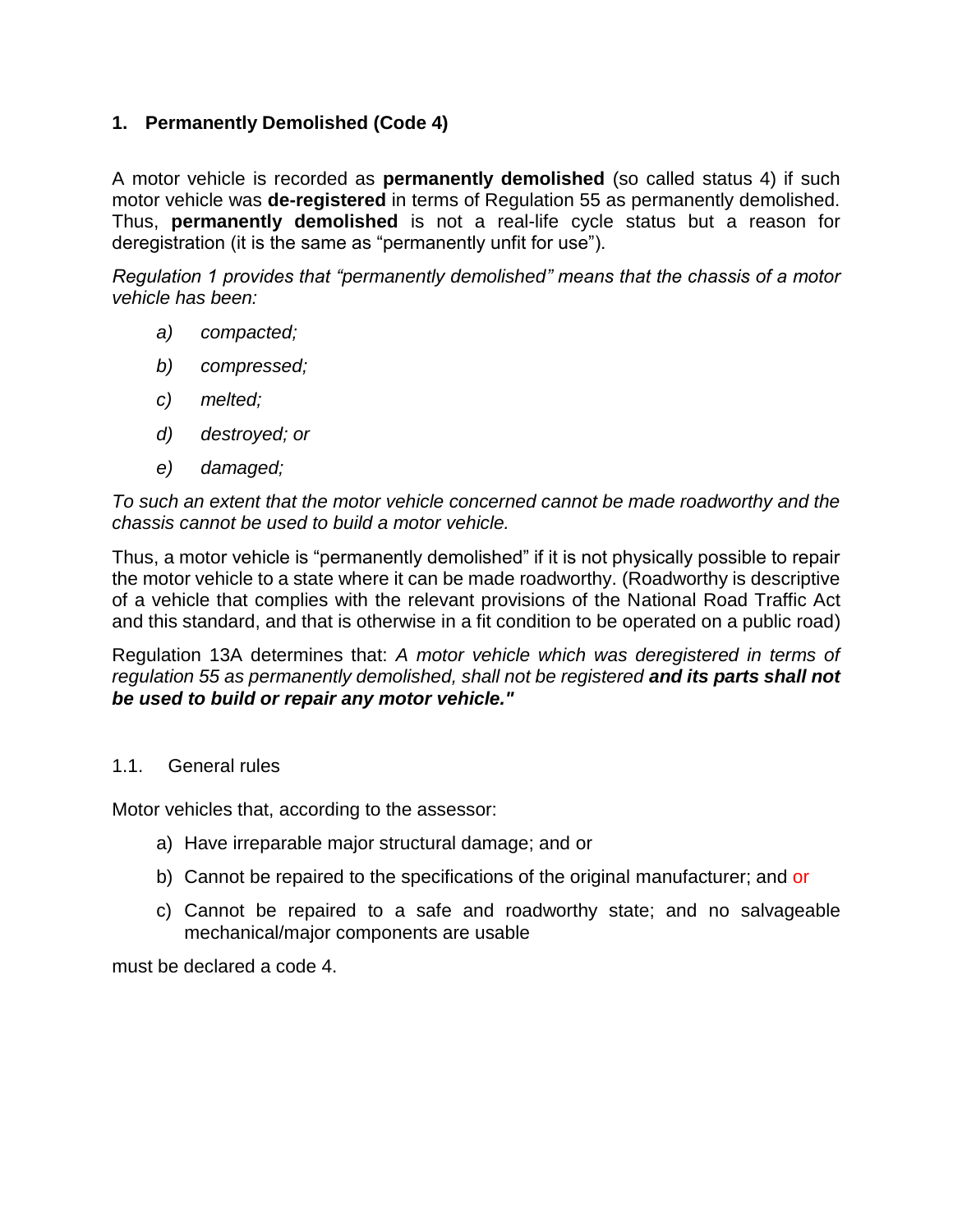## 1. Permanently Demolished (Code 4)

A motor vehicle is recorded as **permanently demolished** (so called status 4) if such motor vehicle was **de-registered** in terms of Regulation 55 as permanently demolished. Thus, **permanently demolished** is not a real-life cycle status but a reason for deregistration (it is the same as "permanently unfit for use").

*Regulation 1 provides that "permanently demolished" means that the chassis of a motor vehicle has been:*

- *a) compacted;*
- *b) compressed;*
- *c) melted;*
- *d) destroyed; or*
- *e) damaged;*

*To such an extent that the motor vehicle concerned cannot be made roadworthy and the chassis cannot be used to build a motor vehicle.*

Thus, a motor vehicle is "permanently demolished" if it is not physically possible to repair the motor vehicle to a state where it can be made roadworthy. (Roadworthy is descriptive of a vehicle that complies with the relevant provisions of the National Road Traffic Act and this standard, and that is otherwise in a fit condition to be operated on a public road)

Regulation 13A determines that: *A motor vehicle which was deregistered in terms of regulation 55 as permanently demolished, shall not be registered **and its parts shall not be used to build or repair any motor vehicle."***

### 1.1. General rules

Motor vehicles that, according to the assessor:

- a) Have irreparable major structural damage; and or
- b) Cannot be repaired to the specifications of the original manufacturer; and or
- c) Cannot be repaired to a safe and roadworthy state; and no salvageable mechanical/major components are usable

must be declared a code 4.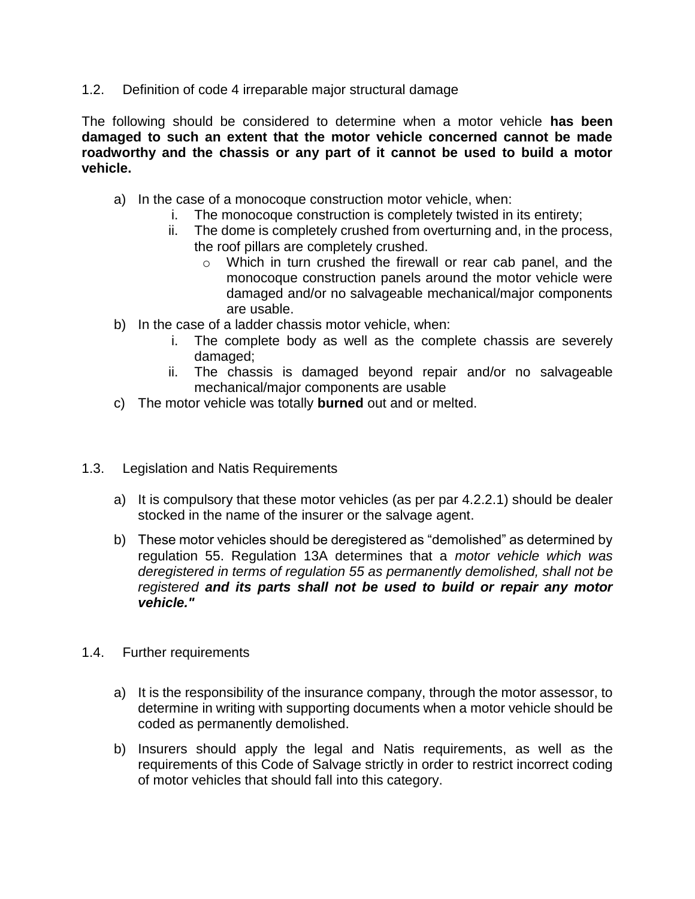### 1.2. Definition of code 4 irreparable major structural damage

The following should be considered to determine when a motor vehicle **has been damaged to such an extent that the motor vehicle concerned cannot be made roadworthy and the chassis or any part of it cannot be used to build a motor vehicle.**

a) In the case of a monocoque construction motor vehicle, when:
   i. The monocoque construction is completely twisted in its entirety;
   ii. The dome is completely crushed from overturning and, in the process, the roof pillars are completely crushed.
      - Which in turn crushed the firewall or rear cab panel, and the monocoque construction panels around the motor vehicle were damaged and/or no salvageable mechanical/major components are usable.

b) In the case of a ladder chassis motor vehicle, when:
   i. The complete body as well as the complete chassis are severely damaged;
   ii. The chassis is damaged beyond repair and/or no salvageable mechanical/major components are usable

c) The motor vehicle was totally **burned** out and or melted.

### 1.3. Legislation and Natis Requirements

a) It is compulsory that these motor vehicles (as per par 4.2.2.1) should be dealer stocked in the name of the insurer or the salvage agent.

b) These motor vehicles should be deregistered as "demolished" as determined by regulation 55. Regulation 13A determines that a *motor vehicle which was deregistered in terms of regulation 55 as permanently demolished, shall not be registered* ***and its parts shall not be used to build or repair any motor vehicle."***

### 1.4. Further requirements

a) It is the responsibility of the insurance company, through the motor assessor, to determine in writing with supporting documents when a motor vehicle should be coded as permanently demolished.

b) Insurers should apply the legal and Natis requirements, as well as the requirements of this Code of Salvage strictly in order to restrict incorrect coding of motor vehicles that should fall into this category.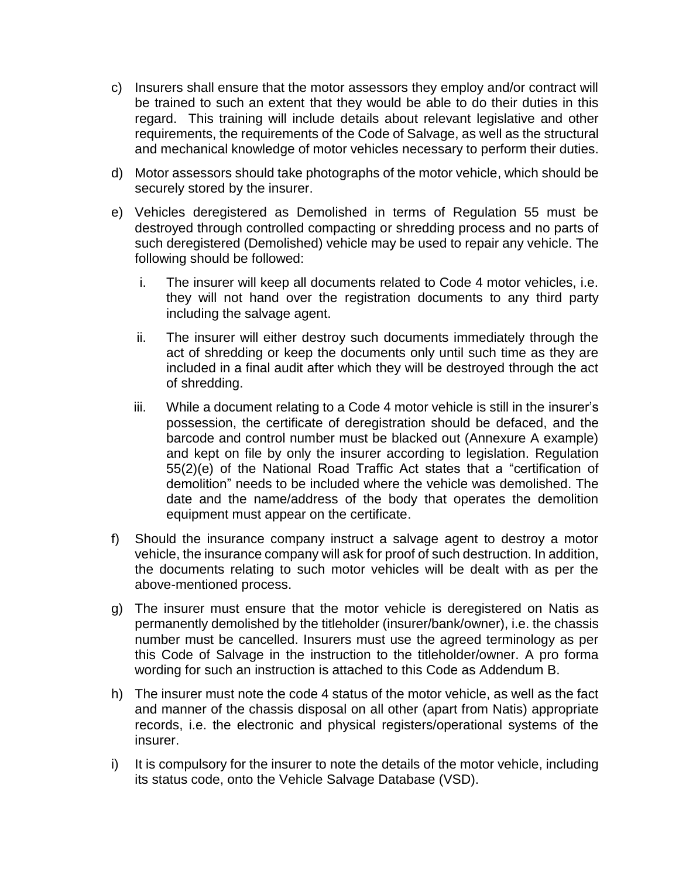c) Insurers shall ensure that the motor assessors they employ and/or contract will be trained to such an extent that they would be able to do their duties in this regard. This training will include details about relevant legislative and other requirements, the requirements of the Code of Salvage, as well as the structural and mechanical knowledge of motor vehicles necessary to perform their duties.

d) Motor assessors should take photographs of the motor vehicle, which should be securely stored by the insurer.

e) Vehicles deregistered as Demolished in terms of Regulation 55 must be destroyed through controlled compacting or shredding process and no parts of such deregistered (Demolished) vehicle may be used to repair any vehicle. The following should be followed:

   i. The insurer will keep all documents related to Code 4 motor vehicles, i.e. they will not hand over the registration documents to any third party including the salvage agent.

   ii. The insurer will either destroy such documents immediately through the act of shredding or keep the documents only until such time as they are included in a final audit after which they will be destroyed through the act of shredding.

   iii. While a document relating to a Code 4 motor vehicle is still in the insurer's possession, the certificate of deregistration should be defaced, and the barcode and control number must be blacked out (Annexure A example) and kept on file by only the insurer according to legislation. Regulation 55(2)(e) of the National Road Traffic Act states that a "certification of demolition" needs to be included where the vehicle was demolished. The date and the name/address of the body that operates the demolition equipment must appear on the certificate.

f) Should the insurance company instruct a salvage agent to destroy a motor vehicle, the insurance company will ask for proof of such destruction. In addition, the documents relating to such motor vehicles will be dealt with as per the above-mentioned process.

g) The insurer must ensure that the motor vehicle is deregistered on Natis as permanently demolished by the titleholder (insurer/bank/owner), i.e. the chassis number must be cancelled. Insurers must use the agreed terminology as per this Code of Salvage in the instruction to the titleholder/owner. A pro forma wording for such an instruction is attached to this Code as Addendum B.

h) The insurer must note the code 4 status of the motor vehicle, as well as the fact and manner of the chassis disposal on all other (apart from Natis) appropriate records, i.e. the electronic and physical registers/operational systems of the insurer.

i) It is compulsory for the insurer to note the details of the motor vehicle, including its status code, onto the Vehicle Salvage Database (VSD).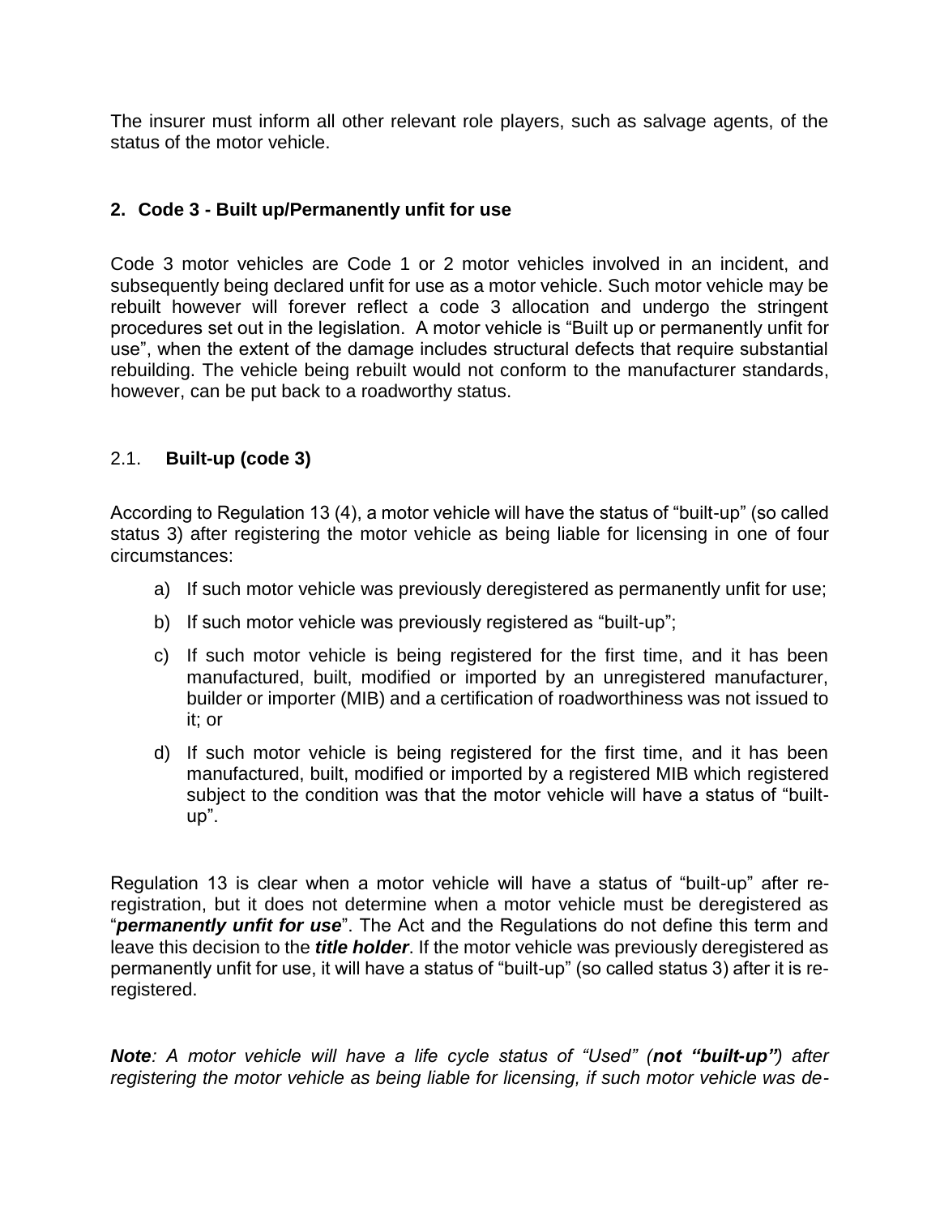The insurer must inform all other relevant role players, such as salvage agents, of the status of the motor vehicle.

## 2. Code 3 - Built up/Permanently unfit for use

Code 3 motor vehicles are Code 1 or 2 motor vehicles involved in an incident, and subsequently being declared unfit for use as a motor vehicle. Such motor vehicle may be rebuilt however will forever reflect a code 3 allocation and undergo the stringent procedures set out in the legislation. A motor vehicle is "Built up or permanently unfit for use", when the extent of the damage includes structural defects that require substantial rebuilding. The vehicle being rebuilt would not conform to the manufacturer standards, however, can be put back to a roadworthy status.

### 2.1. Built-up (code 3)

According to Regulation 13 (4), a motor vehicle will have the status of "built-up" (so called status 3) after registering the motor vehicle as being liable for licensing in one of four circumstances:

a) If such motor vehicle was previously deregistered as permanently unfit for use;

b) If such motor vehicle was previously registered as "built-up";

c) If such motor vehicle is being registered for the first time, and it has been manufactured, built, modified or imported by an unregistered manufacturer, builder or importer (MIB) and a certification of roadworthiness was not issued to it; or

d) If such motor vehicle is being registered for the first time, and it has been manufactured, built, modified or imported by a registered MIB which registered subject to the condition was that the motor vehicle will have a status of "built-up".

Regulation 13 is clear when a motor vehicle will have a status of "built-up" after re-registration, but it does not determine when a motor vehicle must be deregistered as "***permanently unfit for use***". The Act and the Regulations do not define this term and leave this decision to the ***title holder***. If the motor vehicle was previously deregistered as permanently unfit for use, it will have a status of "built-up" (so called status 3) after it is re-registered.

***Note****: A motor vehicle will have a life cycle status of "Used" (**not "built-up"**) after registering the motor vehicle as being liable for licensing, if such motor vehicle was de-*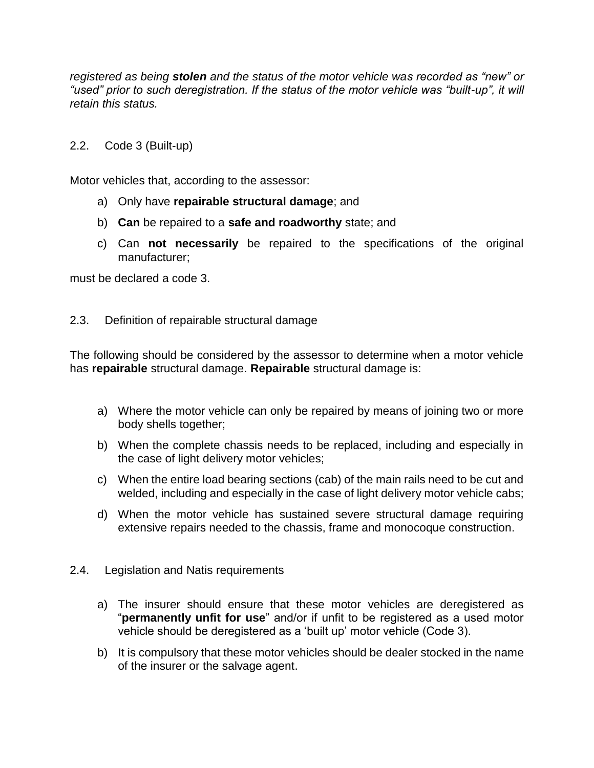*registered as being **stolen** and the status of the motor vehicle was recorded as "new" or "used" prior to such deregistration. If the status of the motor vehicle was "built-up", it will retain this status.*

### 2.2. Code 3 (Built-up)

Motor vehicles that, according to the assessor:

a) Only have **repairable structural damage**; and

b) **Can** be repaired to a **safe and roadworthy** state; and

c) Can **not necessarily** be repaired to the specifications of the original manufacturer;

must be declared a code 3.

### 2.3. Definition of repairable structural damage

The following should be considered by the assessor to determine when a motor vehicle has **repairable** structural damage. **Repairable** structural damage is:

a) Where the motor vehicle can only be repaired by means of joining two or more body shells together;

b) When the complete chassis needs to be replaced, including and especially in the case of light delivery motor vehicles;

c) When the entire load bearing sections (cab) of the main rails need to be cut and welded, including and especially in the case of light delivery motor vehicle cabs;

d) When the motor vehicle has sustained severe structural damage requiring extensive repairs needed to the chassis, frame and monocoque construction.

### 2.4. Legislation and Natis requirements

a) The insurer should ensure that these motor vehicles are deregistered as "**permanently unfit for use**" and/or if unfit to be registered as a used motor vehicle should be deregistered as a 'built up' motor vehicle (Code 3).

b) It is compulsory that these motor vehicles should be dealer stocked in the name of the insurer or the salvage agent.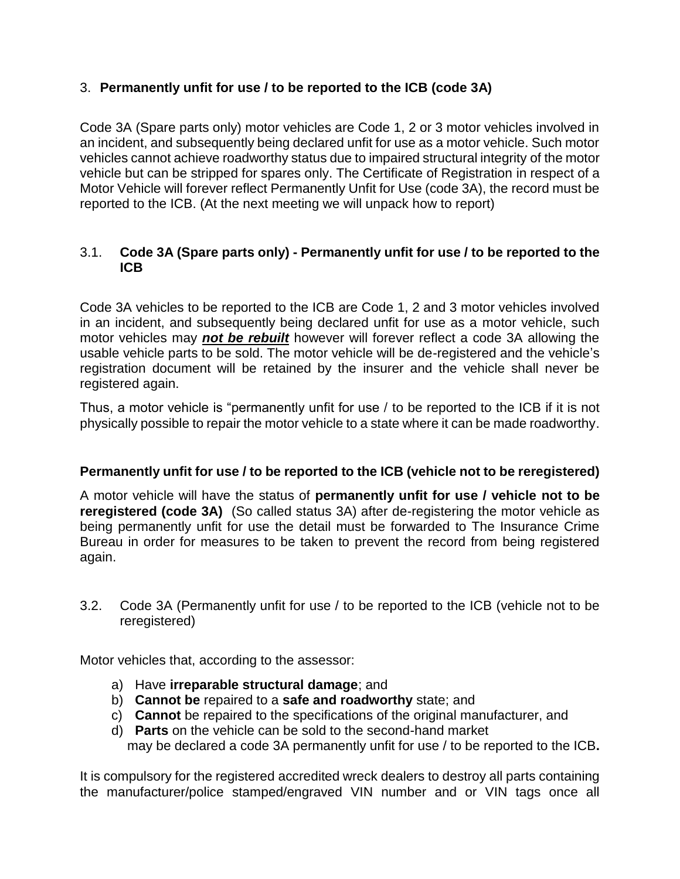## 3. **Permanently unfit for use / to be reported to the ICB (code 3A)**

Code 3A (Spare parts only) motor vehicles are Code 1, 2 or 3 motor vehicles involved in an incident, and subsequently being declared unfit for use as a motor vehicle. Such motor vehicles cannot achieve roadworthy status due to impaired structural integrity of the motor vehicle but can be stripped for spares only. The Certificate of Registration in respect of a Motor Vehicle will forever reflect Permanently Unfit for Use (code 3A), the record must be reported to the ICB. (At the next meeting we will unpack how to report)

### 3.1. **Code 3A (Spare parts only) - Permanently unfit for use / to be reported to the ICB**

Code 3A vehicles to be reported to the ICB are Code 1, 2 and 3 motor vehicles involved in an incident, and subsequently being declared unfit for use as a motor vehicle, such motor vehicles may ***<u>not be rebuilt</u>*** however will forever reflect a code 3A allowing the usable vehicle parts to be sold. The motor vehicle will be de-registered and the vehicle's registration document will be retained by the insurer and the vehicle shall never be registered again.

Thus, a motor vehicle is "permanently unfit for use / to be reported to the ICB if it is not physically possible to repair the motor vehicle to a state where it can be made roadworthy.

**Permanently unfit for use / to be reported to the ICB (vehicle not to be reregistered)**

A motor vehicle will have the status of **permanently unfit for use / vehicle not to be reregistered (code 3A)** (So called status 3A) after de-registering the motor vehicle as being permanently unfit for use the detail must be forwarded to The Insurance Crime Bureau in order for measures to be taken to prevent the record from being registered again.

### 3.2. Code 3A (Permanently unfit for use / to be reported to the ICB (vehicle not to be reregistered)

Motor vehicles that, according to the assessor:

a) Have **irreparable structural damage**; and
b) **Cannot be** repaired to a **safe and roadworthy** state; and
c) **Cannot** be repaired to the specifications of the original manufacturer, and
d) **Parts** on the vehicle can be sold to the second-hand market

may be declared a code 3A permanently unfit for use / to be reported to the ICB**.**

It is compulsory for the registered accredited wreck dealers to destroy all parts containing the manufacturer/police stamped/engraved VIN number and or VIN tags once all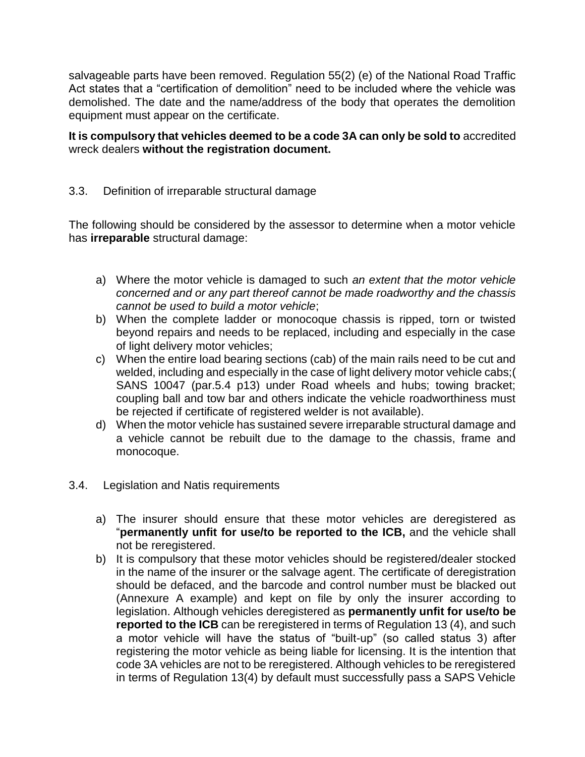salvageable parts have been removed. Regulation 55(2) (e) of the National Road Traffic Act states that a "certification of demolition" need to be included where the vehicle was demolished. The date and the name/address of the body that operates the demolition equipment must appear on the certificate.

**It is compulsory that vehicles deemed to be a code 3A can only be sold to** accredited wreck dealers **without the registration document.**

## 3.3. Definition of irreparable structural damage

The following should be considered by the assessor to determine when a motor vehicle has **irreparable** structural damage:

a) Where the motor vehicle is damaged to such *an extent that the motor vehicle concerned and or any part thereof cannot be made roadworthy and the chassis cannot be used to build a motor vehicle*;
b) When the complete ladder or monocoque chassis is ripped, torn or twisted beyond repairs and needs to be replaced, including and especially in the case of light delivery motor vehicles;
c) When the entire load bearing sections (cab) of the main rails need to be cut and welded, including and especially in the case of light delivery motor vehicle cabs;( SANS 10047 (par.5.4 p13) under Road wheels and hubs; towing bracket; coupling ball and tow bar and others indicate the vehicle roadworthiness must be rejected if certificate of registered welder is not available).
d) When the motor vehicle has sustained severe irreparable structural damage and a vehicle cannot be rebuilt due to the damage to the chassis, frame and monocoque.

## 3.4. Legislation and Natis requirements

a) The insurer should ensure that these motor vehicles are deregistered as "**permanently unfit for use/to be reported to the ICB,** and the vehicle shall not be reregistered.
b) It is compulsory that these motor vehicles should be registered/dealer stocked in the name of the insurer or the salvage agent. The certificate of deregistration should be defaced, and the barcode and control number must be blacked out (Annexure A example) and kept on file by only the insurer according to legislation. Although vehicles deregistered as **permanently unfit for use/to be reported to the ICB** can be reregistered in terms of Regulation 13 (4), and such a motor vehicle will have the status of "built-up" (so called status 3) after registering the motor vehicle as being liable for licensing. It is the intention that code 3A vehicles are not to be reregistered. Although vehicles to be reregistered in terms of Regulation 13(4) by default must successfully pass a SAPS Vehicle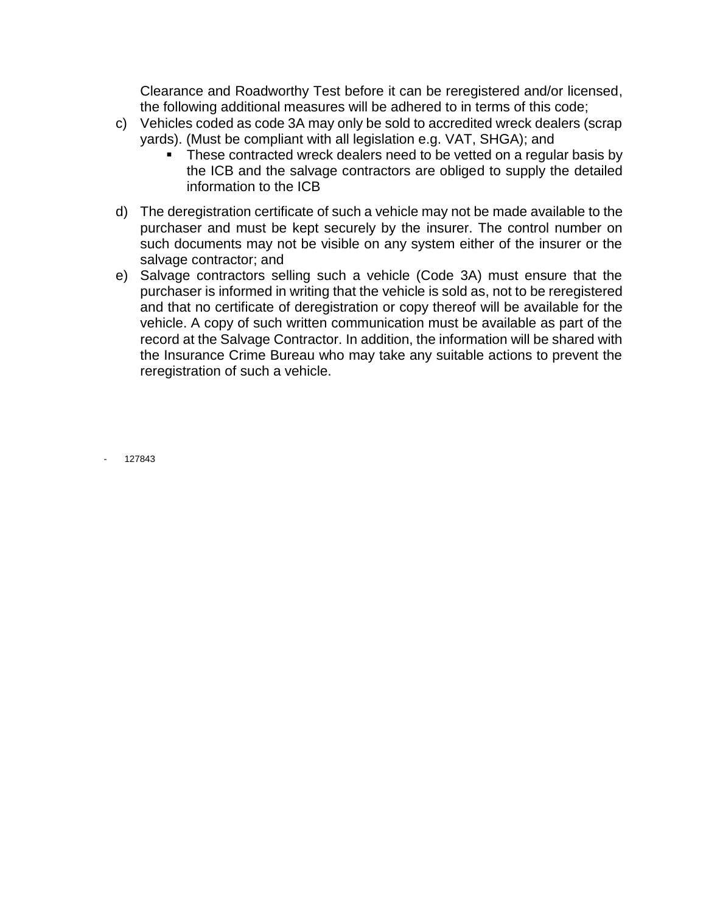Clearance and Roadworthy Test before it can be reregistered and/or licensed, the following additional measures will be adhered to in terms of this code;

c) Vehicles coded as code 3A may only be sold to accredited wreck dealers (scrap yards). (Must be compliant with all legislation e.g. VAT, SHGA); and
   - These contracted wreck dealers need to be vetted on a regular basis by the ICB and the salvage contractors are obliged to supply the detailed information to the ICB

d) The deregistration certificate of such a vehicle may not be made available to the purchaser and must be kept securely by the insurer. The control number on such documents may not be visible on any system either of the insurer or the salvage contractor; and

e) Salvage contractors selling such a vehicle (Code 3A) must ensure that the purchaser is informed in writing that the vehicle is sold as, not to be reregistered and that no certificate of deregistration or copy thereof will be available for the vehicle. A copy of such written communication must be available as part of the record at the Salvage Contractor. In addition, the information will be shared with the Insurance Crime Bureau who may take any suitable actions to prevent the reregistration of such a vehicle.

- 127843